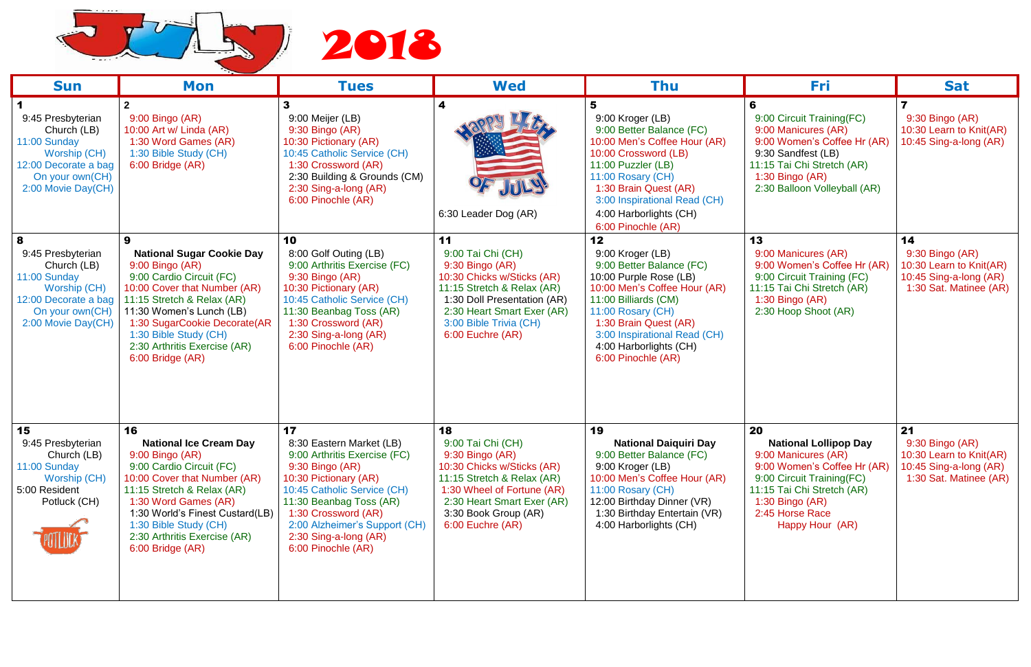# July 2018

| Sun | Mon | Tues | Wed | Thu | Fri | Sat |
|---|---|---|---|---|---|---|
| **1**<br>9:45 Presbyterian Church (LB)<br>11:00 Sunday Worship (CH)<br>12:00 Decorate a bag On your own(CH)<br>2:00 Movie Day(CH) | **2**<br>9:00 Bingo (AR)<br>10:00 Art w/ Linda (AR)<br>1:30 Word Games (AR)<br>1:30 Bible Study (CH)<br>6:00 Bridge (AR) | **3**<br>9:00 Meijer (LB)<br>9:30 Bingo (AR)<br>10:30 Pictionary (AR)<br>10:45 Catholic Service (CH)<br>1:30 Crossword (AR)<br>2:30 Building & Grounds (CM)<br>2:30 Sing-a-long (AR)<br>6:00 Pinochle (AR) | **4**<br>Happy 4th of July!<br>6:30 Leader Dog (AR) | **5**<br>9:00 Kroger (LB)<br>9:00 Better Balance (FC)<br>10:00 Men's Coffee Hour (AR)<br>10:00 Crossword (LB)<br>11:00 Puzzler (LB)<br>11:00 Rosary (CH)<br>1:30 Brain Quest (AR)<br>3:00 Inspirational Read (CH)<br>4:00 Harborlights (CH)<br>6:00 Pinochle (AR) | **6**<br>9:00 Circuit Training(FC)<br>9:00 Manicures (AR)<br>9:00 Women's Coffee Hr (AR)<br>9:30 Sandfest (LB)<br>11:15 Tai Chi Stretch (AR)<br>1:30 Bingo (AR)<br>2:30 Balloon Volleyball (AR) | **7**<br>9:30 Bingo (AR)<br>10:30 Learn to Knit(AR)<br>10:45 Sing-a-long (AR) |
| **8**<br>9:45 Presbyterian Church (LB)<br>11:00 Sunday Worship (CH)<br>12:00 Decorate a bag On your own(CH)<br>2:00 Movie Day(CH) | **9**<br>**National Sugar Cookie Day**<br>9:00 Bingo (AR)<br>9:00 Cardio Circuit (FC)<br>10:00 Cover that Number (AR)<br>11:15 Stretch & Relax (AR)<br>11:30 Women's Lunch (LB)<br>1:30 SugarCookie Decorate(AR<br>1:30 Bible Study (CH)<br>2:30 Arthritis Exercise (AR)<br>6:00 Bridge (AR) | **10**<br>8:00 Golf Outing (LB)<br>9:00 Arthritis Exercise (FC)<br>9:30 Bingo (AR)<br>10:30 Pictionary (AR)<br>10:45 Catholic Service (CH)<br>11:30 Beanbag Toss (AR)<br>1:30 Crossword (AR)<br>2:30 Sing-a-long (AR)<br>6:00 Pinochle (AR) | **11**<br>9:00 Tai Chi (CH)<br>9:30 Bingo (AR)<br>10:30 Chicks w/Sticks (AR)<br>11:15 Stretch & Relax (AR)<br>1:30 Doll Presentation (AR)<br>2:30 Heart Smart Exer (AR)<br>3:00 Bible Trivia (CH)<br>6:00 Euchre (AR) | **12**<br>9:00 Kroger (LB)<br>9:00 Better Balance (FC)<br>10:00 Purple Rose (LB)<br>10:00 Men's Coffee Hour (AR)<br>11:00 Billiards (CM)<br>11:00 Rosary (CH)<br>1:30 Brain Quest (AR)<br>3:00 Inspirational Read (CH)<br>4:00 Harborlights (CH)<br>6:00 Pinochle (AR) | **13**<br>9:00 Manicures (AR)<br>9:00 Women's Coffee Hr (AR)<br>9:00 Circuit Training (FC)<br>11:15 Tai Chi Stretch (AR)<br>1:30 Bingo (AR)<br>2:30 Hoop Shoot (AR) | **14**<br>9:30 Bingo (AR)<br>10:30 Learn to Knit(AR)<br>10:45 Sing-a-long (AR)<br>1:30 Sat. Matinee (AR) |
| **15**<br>9:45 Presbyterian Church (LB)<br>11:00 Sunday Worship (CH)<br>5:00 Resident Potluck (CH) | **16**<br>**National Ice Cream Day**<br>9:00 Bingo (AR)<br>9:00 Cardio Circuit (FC)<br>10:00 Cover that Number (AR)<br>11:15 Stretch & Relax (AR)<br>1:30 Word Games (AR)<br>1:30 World's Finest Custard(LB)<br>1:30 Bible Study (CH)<br>2:30 Arthritis Exercise (AR)<br>6:00 Bridge (AR) | **17**<br>8:30 Eastern Market (LB)<br>9:00 Arthritis Exercise (FC)<br>9:30 Bingo (AR)<br>10:30 Pictionary (AR)<br>10:45 Catholic Service (CH)<br>11:30 Beanbag Toss (AR)<br>1:30 Crossword (AR)<br>2:00 Alzheimer's Support (CH)<br>2:30 Sing-a-long (AR)<br>6:00 Pinochle (AR) | **18**<br>9:00 Tai Chi (CH)<br>9:30 Bingo (AR)<br>10:30 Chicks w/Sticks (AR)<br>11:15 Stretch & Relax (AR)<br>1:30 Wheel of Fortune (AR)<br>2:30 Heart Smart Exer (AR)<br>3:30 Book Group (AR)<br>6:00 Euchre (AR) | **19**<br>**National Daiquiri Day**<br>9:00 Better Balance (FC)<br>9:00 Kroger (LB)<br>10:00 Men's Coffee Hour (AR)<br>11:00 Rosary (CH)<br>12:00 Birthday Dinner (VR)<br>1:30 Birthday Entertain (VR)<br>4:00 Harborlights (CH) | **20**<br>**National Lollipop Day**<br>9:00 Manicures (AR)<br>9:00 Women's Coffee Hr (AR)<br>9:00 Circuit Training(FC)<br>11:15 Tai Chi Stretch (AR)<br>1:30 Bingo (AR)<br>2:45 Horse Race Happy Hour (AR) | **21**<br>9:30 Bingo (AR)<br>10:30 Learn to Knit(AR)<br>10:45 Sing-a-long (AR)<br>1:30 Sat. Matinee (AR) |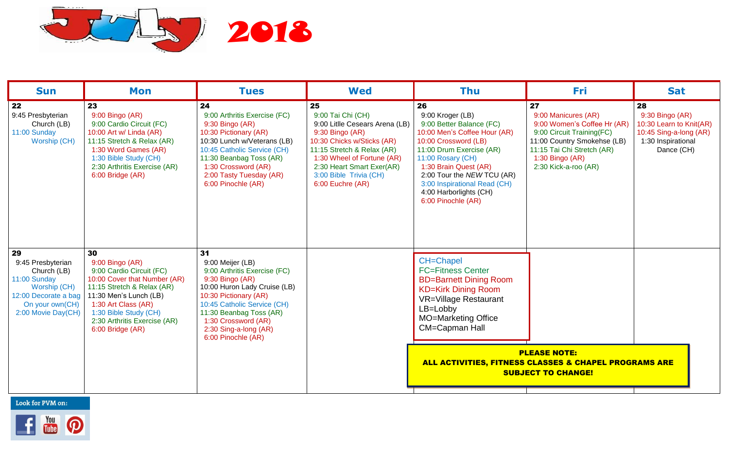# July 2018

| Sun | Mon | Tues | Wed | Thu | Fri | Sat |
|---|---|---|---|---|---|---|
| **22**<br>9:45 Presbyterian Church (LB)<br>11:00 Sunday Worship (CH) | **23**<br>9:00 Bingo (AR)<br>9:00 Cardio Circuit (FC)<br>10:00 Art w/ Linda (AR)<br>11:15 Stretch & Relax (AR)<br>1:30 Word Games (AR)<br>1:30 Bible Study (CH)<br>2:30 Arthritis Exercise (AR)<br>6:00 Bridge (AR) | **24**<br>9:00 Arthritis Exercise (FC)<br>9:30 Bingo (AR)<br>10:30 Pictionary (AR)<br>10:30 Lunch w/Veterans (LB)<br>10:45 Catholic Service (CH)<br>11:30 Beanbag Toss (AR)<br>1:30 Crossword (AR)<br>2:00 Tasty Tuesday (AR)<br>6:00 Pinochle (AR) | **25**<br>9:00 Tai Chi (CH)<br>9:00 Litlle Cesears Arena (LB)<br>9:30 Bingo (AR)<br>10:30 Chicks w/Sticks (AR)<br>11:15 Stretch & Relax (AR)<br>1:30 Wheel of Fortune (AR)<br>2:30 Heart Smart Exer(AR)<br>3:00 Bible Trivia (CH)<br>6:00 Euchre (AR) | **26**<br>9:00 Kroger (LB)<br>9:00 Better Balance (FC)<br>10:00 Men's Coffee Hour (AR)<br>10:00 Crossword (LB)<br>11:00 Drum Exercise (AR)<br>11:00 Rosary (CH)<br>1:30 Brain Quest (AR)<br>2:00 Tour the *NEW* TCU (AR)<br>3:00 Inspirational Read (CH)<br>4:00 Harborlights (CH)<br>6:00 Pinochle (AR) | **27**<br>9:00 Manicures (AR)<br>9:00 Women's Coffee Hr (AR)<br>9:00 Circuit Training(FC)<br>11:00 Country Smokehse (LB)<br>11:15 Tai Chi Stretch (AR)<br>1:30 Bingo (AR)<br>2:30 Kick-a-roo (AR) | **28**<br>9:30 Bingo (AR)<br>10:30 Learn to Knit(AR)<br>10:45 Sing-a-long (AR)<br>1:30 Inspirational Dance (CH) |
| **29**<br>9:45 Presbyterian Church (LB)<br>11:00 Sunday Worship (CH)<br>12:00 Decorate a bag On your own(CH)<br>2:00 Movie Day(CH) | **30**<br>9:00 Bingo (AR)<br>9:00 Cardio Circuit (FC)<br>10:00 Cover that Number (AR)<br>11:15 Stretch & Relax (AR)<br>11:30 Men's Lunch (LB)<br>1:30 Art Class (AR)<br>1:30 Bible Study (CH)<br>2:30 Arthritis Exercise (AR)<br>6:00 Bridge (AR) | **31**<br>9:00 Meijer (LB)<br>9:00 Arthritis Exercise (FC)<br>9:30 Bingo (AR)<br>10:00 Huron Lady Cruise (LB)<br>10:30 Pictionary (AR)<br>10:45 Catholic Service (CH)<br>11:30 Beanbag Toss (AR)<br>1:30 Crossword (AR)<br>2:30 Sing-a-long (AR)<br>6:00 Pinochle (AR) | | | | |

CH=Chapel
FC=Fitness Center
BD=Barnett Dining Room
KD=Kirk Dining Room
VR=Village Restaurant
LB=Lobby
MO=Marketing Office
CM=Capman Hall

**PLEASE NOTE:**
**ALL ACTIVITIES, FITNESS CLASSES & CHAPEL PROGRAMS ARE SUBJECT TO CHANGE!**

Look for PVM on: